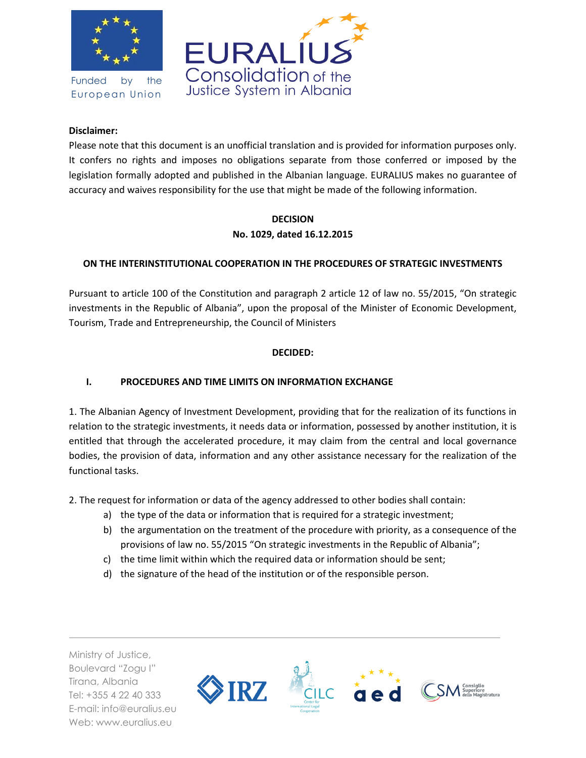**Disclaimer:**

Please note that this document is an unofficial translation and is provided for information purposes only. It confers no rights and imposes no obligations separate from those conferred or imposed by the legislation formally adopted and published in the Albanian language. EURALIUS makes no guarantee of accuracy and waives responsibility for the use that might be made of the following information.

**DECISION**

**No. 1029, dated 16.12.2015**

**ON THE INTERINSTITUTIONAL COOPERATION IN THE PROCEDURES OF STRATEGIC INVESTMENTS**

Pursuant to article 100 of the Constitution and paragraph 2 article 12 of law no. 55/2015, "On strategic investments in the Republic of Albania", upon the proposal of the Minister of Economic Development, Tourism, Trade and Entrepreneurship, the Council of Ministers

**DECIDED:**

## I. PROCEDURES AND TIME LIMITS ON INFORMATION EXCHANGE

1. The Albanian Agency of Investment Development, providing that for the realization of its functions in relation to the strategic investments, it needs data or information, possessed by another institution, it is entitled that through the accelerated procedure, it may claim from the central and local governance bodies, the provision of data, information and any other assistance necessary for the realization of the functional tasks.

2. The request for information or data of the agency addressed to other bodies shall contain:

a) the type of the data or information that is required for a strategic investment;

b) the argumentation on the treatment of the procedure with priority, as a consequence of the provisions of law no. 55/2015 "On strategic investments in the Republic of Albania";

c) the time limit within which the required data or information should be sent;

d) the signature of the head of the institution or of the responsible person.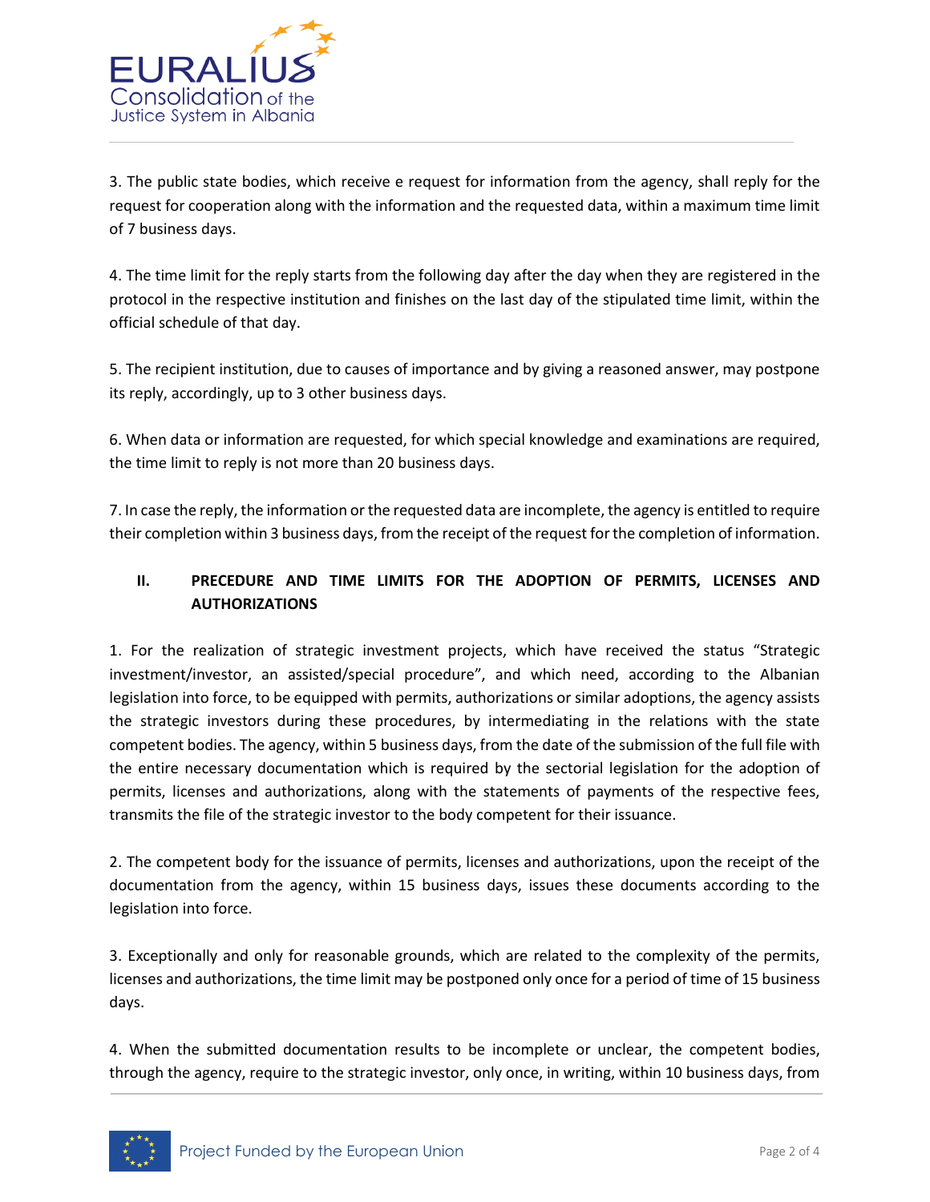3. The public state bodies, which receive e request for information from the agency, shall reply for the request for cooperation along with the information and the requested data, within a maximum time limit of 7 business days.

4. The time limit for the reply starts from the following day after the day when they are registered in the protocol in the respective institution and finishes on the last day of the stipulated time limit, within the official schedule of that day.

5. The recipient institution, due to causes of importance and by giving a reasoned answer, may postpone its reply, accordingly, up to 3 other business days.

6. When data or information are requested, for which special knowledge and examinations are required, the time limit to reply is not more than 20 business days.

7. In case the reply, the information or the requested data are incomplete, the agency is entitled to require their completion within 3 business days, from the receipt of the request for the completion of information.

## II. PRECEDURE AND TIME LIMITS FOR THE ADOPTION OF PERMITS, LICENSES AND AUTHORIZATIONS

1. For the realization of strategic investment projects, which have received the status "Strategic investment/investor, an assisted/special procedure", and which need, according to the Albanian legislation into force, to be equipped with permits, authorizations or similar adoptions, the agency assists the strategic investors during these procedures, by intermediating in the relations with the state competent bodies. The agency, within 5 business days, from the date of the submission of the full file with the entire necessary documentation which is required by the sectorial legislation for the adoption of permits, licenses and authorizations, along with the statements of payments of the respective fees, transmits the file of the strategic investor to the body competent for their issuance.

2. The competent body for the issuance of permits, licenses and authorizations, upon the receipt of the documentation from the agency, within 15 business days, issues these documents according to the legislation into force.

3. Exceptionally and only for reasonable grounds, which are related to the complexity of the permits, licenses and authorizations, the time limit may be postponed only once for a period of time of 15 business days.

4. When the submitted documentation results to be incomplete or unclear, the competent bodies, through the agency, require to the strategic investor, only once, in writing, within 10 business days, from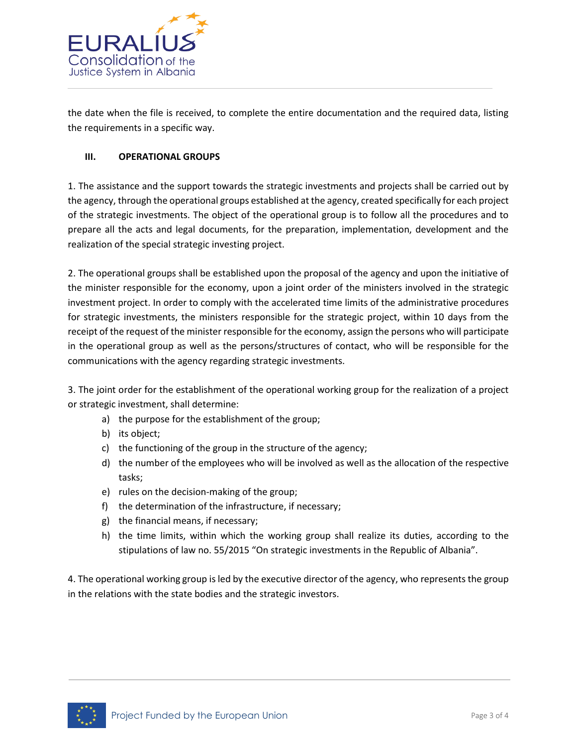the date when the file is received, to complete the entire documentation and the required data, listing the requirements in a specific way.

### III. OPERATIONAL GROUPS

1. The assistance and the support towards the strategic investments and projects shall be carried out by the agency, through the operational groups established at the agency, created specifically for each project of the strategic investments. The object of the operational group is to follow all the procedures and to prepare all the acts and legal documents, for the preparation, implementation, development and the realization of the special strategic investing project.

2. The operational groups shall be established upon the proposal of the agency and upon the initiative of the minister responsible for the economy, upon a joint order of the ministers involved in the strategic investment project. In order to comply with the accelerated time limits of the administrative procedures for strategic investments, the ministers responsible for the strategic project, within 10 days from the receipt of the request of the minister responsible for the economy, assign the persons who will participate in the operational group as well as the persons/structures of contact, who will be responsible for the communications with the agency regarding strategic investments.

3. The joint order for the establishment of the operational working group for the realization of a project or strategic investment, shall determine:

a) the purpose for the establishment of the group;
b) its object;
c) the functioning of the group in the structure of the agency;
d) the number of the employees who will be involved as well as the allocation of the respective tasks;
e) rules on the decision-making of the group;
f) the determination of the infrastructure, if necessary;
g) the financial means, if necessary;
h) the time limits, within which the working group shall realize its duties, according to the stipulations of law no. 55/2015 "On strategic investments in the Republic of Albania".

4. The operational working group is led by the executive director of the agency, who represents the group in the relations with the state bodies and the strategic investors.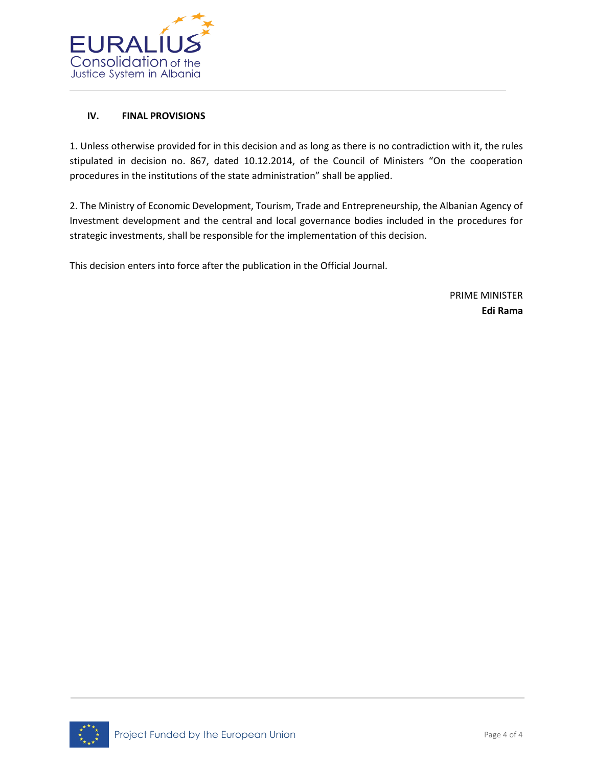## IV. FINAL PROVISIONS

1. Unless otherwise provided for in this decision and as long as there is no contradiction with it, the rules stipulated in decision no. 867, dated 10.12.2014, of the Council of Ministers "On the cooperation procedures in the institutions of the state administration" shall be applied.

2. The Ministry of Economic Development, Tourism, Trade and Entrepreneurship, the Albanian Agency of Investment development and the central and local governance bodies included in the procedures for strategic investments, shall be responsible for the implementation of this decision.

This decision enters into force after the publication in the Official Journal.

PRIME MINISTER

**Edi Rama**